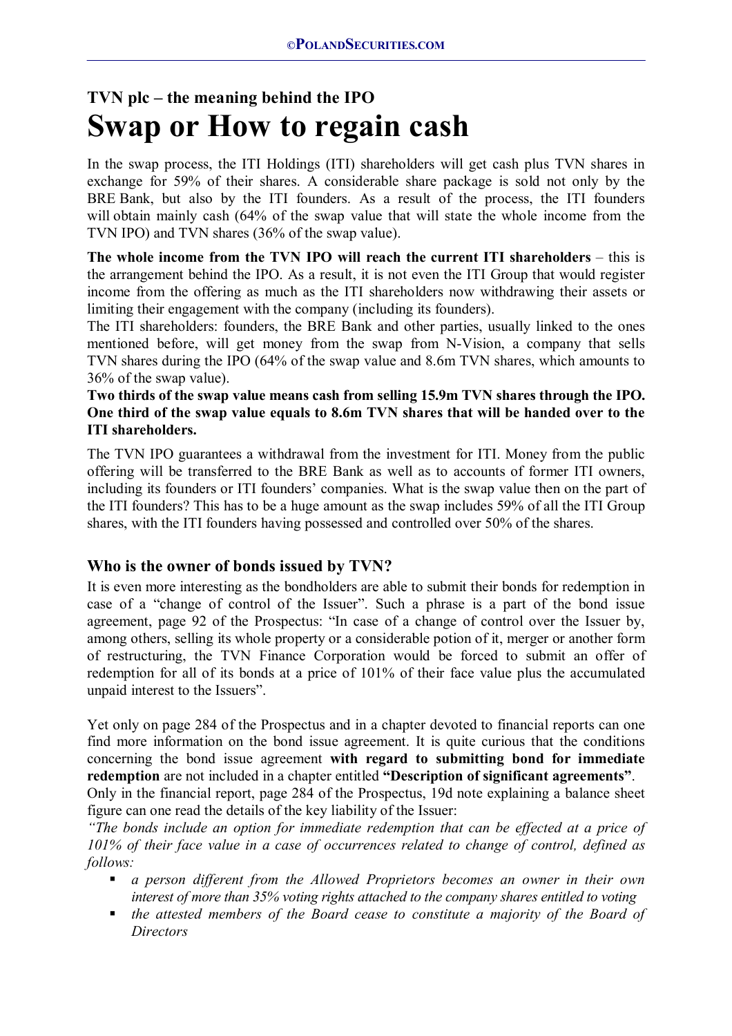## TVN plc – the meaning behind the IPO

# Swap or How to regain cash

In the swap process, the ITI Holdings (ITI) shareholders will get cash plus TVN shares in exchange for 59% of their shares. A considerable share package is sold not only by the BRE Bank, but also by the ITI founders. As a result of the process, the ITI founders will obtain mainly cash (64% of the swap value that will state the whole income from the TVN IPO) and TVN shares (36% of the swap value).

**The whole income from the TVN IPO will reach the current ITI shareholders** – this is the arrangement behind the IPO. As a result, it is not even the ITI Group that would register income from the offering as much as the ITI shareholders now withdrawing their assets or limiting their engagement with the company (including its founders).

The ITI shareholders: founders, the BRE Bank and other parties, usually linked to the ones mentioned before, will get money from the swap from N-Vision, a company that sells TVN shares during the IPO (64% of the swap value and 8.6m TVN shares, which amounts to 36% of the swap value).

**Two thirds of the swap value means cash from selling 15.9m TVN shares through the IPO. One third of the swap value equals to 8.6m TVN shares that will be handed over to the ITI shareholders.**

The TVN IPO guarantees a withdrawal from the investment for ITI. Money from the public offering will be transferred to the BRE Bank as well as to accounts of former ITI owners, including its founders or ITI founders' companies. What is the swap value then on the part of the ITI founders? This has to be a huge amount as the swap includes 59% of all the ITI Group shares, with the ITI founders having possessed and controlled over 50% of the shares.

### Who is the owner of bonds issued by TVN?

It is even more interesting as the bondholders are able to submit their bonds for redemption in case of a "change of control of the Issuer". Such a phrase is a part of the bond issue agreement, page 92 of the Prospectus: "In case of a change of control over the Issuer by, among others, selling its whole property or a considerable potion of it, merger or another form of restructuring, the TVN Finance Corporation would be forced to submit an offer of redemption for all of its bonds at a price of 101% of their face value plus the accumulated unpaid interest to the Issuers".

Yet only on page 284 of the Prospectus and in a chapter devoted to financial reports can one find more information on the bond issue agreement. It is quite curious that the conditions concerning the bond issue agreement **with regard to submitting bond for immediate redemption** are not included in a chapter entitled **"Description of significant agreements"**.

Only in the financial report, page 284 of the Prospectus, 19d note explaining a balance sheet figure can one read the details of the key liability of the Issuer:

*"The bonds include an option for immediate redemption that can be effected at a price of 101% of their face value in a case of occurrences related to change of control, defined as follows:*

- *a person different from the Allowed Proprietors becomes an owner in their own interest of more than 35% voting rights attached to the company shares entitled to voting*
- *the attested members of the Board cease to constitute a majority of the Board of Directors*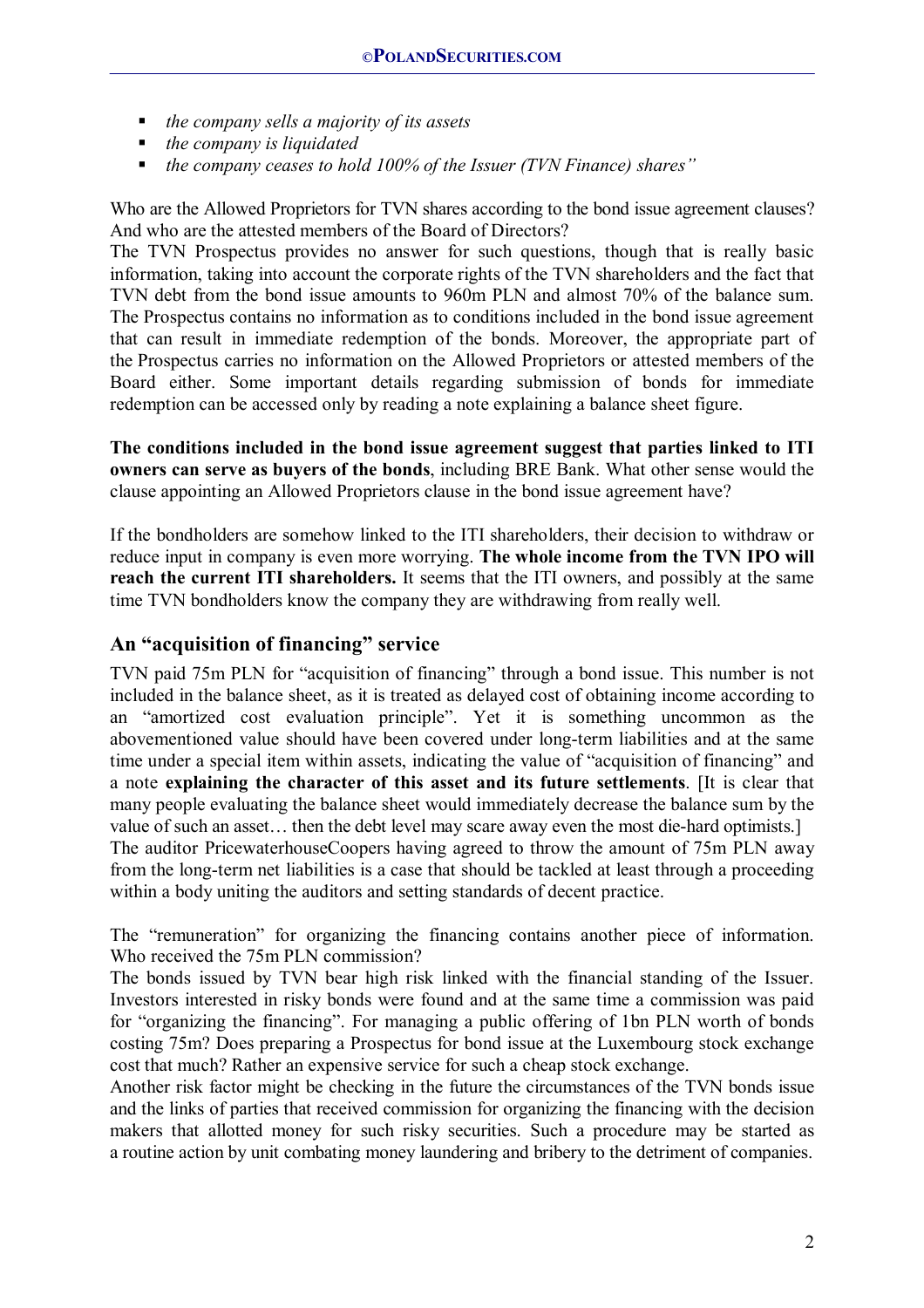- *the company sells a majority of its assets*
- *the company is liquidated*
- *the company ceases to hold 100% of the Issuer (TVN Finance) shares"*

Who are the Allowed Proprietors for TVN shares according to the bond issue agreement clauses? And who are the attested members of the Board of Directors?

The TVN Prospectus provides no answer for such questions, though that is really basic information, taking into account the corporate rights of the TVN shareholders and the fact that TVN debt from the bond issue amounts to 960m PLN and almost 70% of the balance sum. The Prospectus contains no information as to conditions included in the bond issue agreement that can result in immediate redemption of the bonds. Moreover, the appropriate part of the Prospectus carries no information on the Allowed Proprietors or attested members of the Board either. Some important details regarding submission of bonds for immediate redemption can be accessed only by reading a note explaining a balance sheet figure.

**The conditions included in the bond issue agreement suggest that parties linked to ITI owners can serve as buyers of the bonds**, including BRE Bank. What other sense would the clause appointing an Allowed Proprietors clause in the bond issue agreement have?

If the bondholders are somehow linked to the ITI shareholders, their decision to withdraw or reduce input in company is even more worrying. **The whole income from the TVN IPO will reach the current ITI shareholders.** It seems that the ITI owners, and possibly at the same time TVN bondholders know the company they are withdrawing from really well.

## An "acquisition of financing" service

TVN paid 75m PLN for "acquisition of financing" through a bond issue. This number is not included in the balance sheet, as it is treated as delayed cost of obtaining income according to an "amortized cost evaluation principle". Yet it is something uncommon as the abovementioned value should have been covered under long-term liabilities and at the same time under a special item within assets, indicating the value of "acquisition of financing" and a note **explaining the character of this asset and its future settlements**. [It is clear that many people evaluating the balance sheet would immediately decrease the balance sum by the value of such an asset… then the debt level may scare away even the most die-hard optimists.]

The auditor PricewaterhouseCoopers having agreed to throw the amount of 75m PLN away from the long-term net liabilities is a case that should be tackled at least through a proceeding within a body uniting the auditors and setting standards of decent practice.

The "remuneration" for organizing the financing contains another piece of information. Who received the 75m PLN commission?

The bonds issued by TVN bear high risk linked with the financial standing of the Issuer. Investors interested in risky bonds were found and at the same time a commission was paid for "organizing the financing". For managing a public offering of 1bn PLN worth of bonds costing 75m? Does preparing a Prospectus for bond issue at the Luxembourg stock exchange cost that much? Rather an expensive service for such a cheap stock exchange.

Another risk factor might be checking in the future the circumstances of the TVN bonds issue and the links of parties that received commission for organizing the financing with the decision makers that allotted money for such risky securities. Such a procedure may be started as a routine action by unit combating money laundering and bribery to the detriment of companies.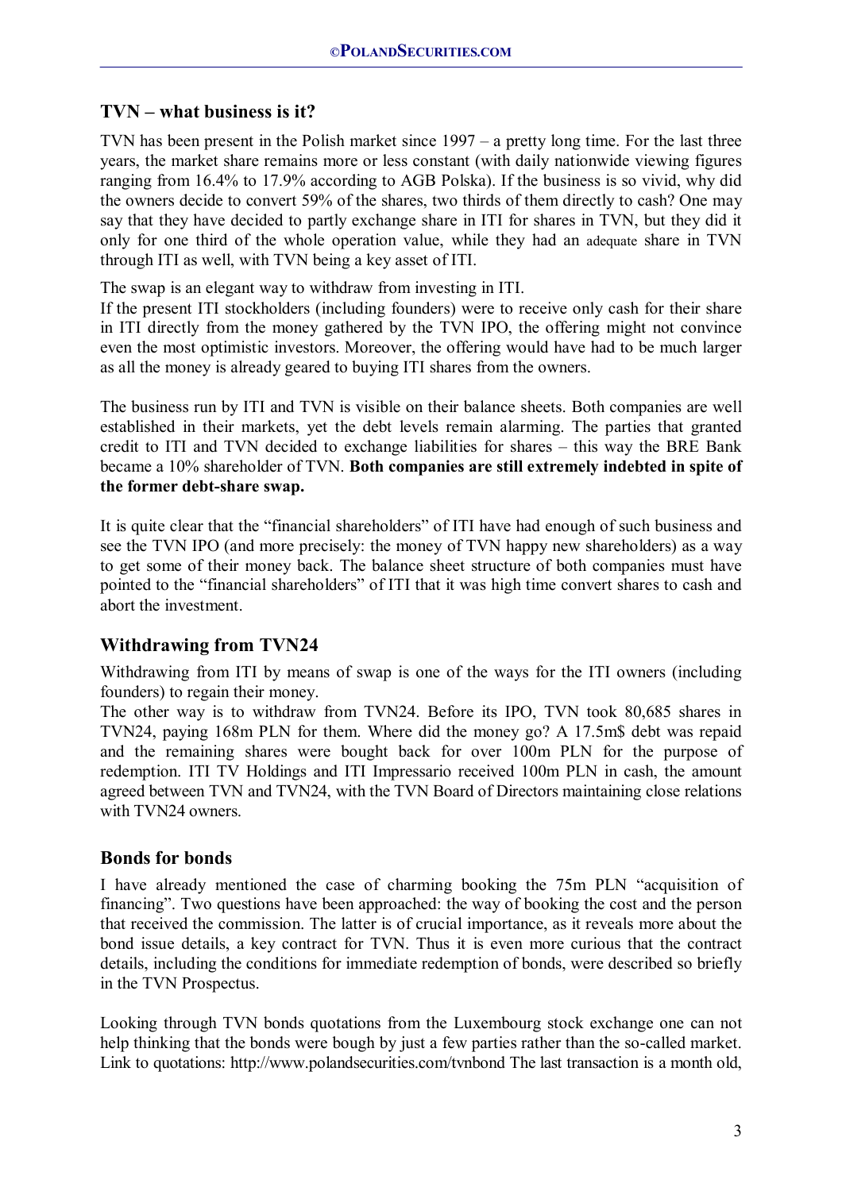## TVN – what business is it?

TVN has been present in the Polish market since 1997 – a pretty long time. For the last three years, the market share remains more or less constant (with daily nationwide viewing figures ranging from 16.4% to 17.9% according to AGB Polska). If the business is so vivid, why did the owners decide to convert 59% of the shares, two thirds of them directly to cash? One may say that they have decided to partly exchange share in ITI for shares in TVN, but they did it only for one third of the whole operation value, while they had an adequate share in TVN through ITI as well, with TVN being a key asset of ITI.

The swap is an elegant way to withdraw from investing in ITI.

If the present ITI stockholders (including founders) were to receive only cash for their share in ITI directly from the money gathered by the TVN IPO, the offering might not convince even the most optimistic investors. Moreover, the offering would have had to be much larger as all the money is already geared to buying ITI shares from the owners.

The business run by ITI and TVN is visible on their balance sheets. Both companies are well established in their markets, yet the debt levels remain alarming. The parties that granted credit to ITI and TVN decided to exchange liabilities for shares – this way the BRE Bank became a 10% shareholder of TVN. **Both companies are still extremely indebted in spite of the former debt-share swap.**

It is quite clear that the "financial shareholders" of ITI have had enough of such business and see the TVN IPO (and more precisely: the money of TVN happy new shareholders) as a way to get some of their money back. The balance sheet structure of both companies must have pointed to the "financial shareholders" of ITI that it was high time convert shares to cash and abort the investment.

## Withdrawing from TVN24

Withdrawing from ITI by means of swap is one of the ways for the ITI owners (including founders) to regain their money.

The other way is to withdraw from TVN24. Before its IPO, TVN took 80,685 shares in TVN24, paying 168m PLN for them. Where did the money go? A 17.5m$ debt was repaid and the remaining shares were bought back for over 100m PLN for the purpose of redemption. ITI TV Holdings and ITI Impressario received 100m PLN in cash, the amount agreed between TVN and TVN24, with the TVN Board of Directors maintaining close relations with TVN24 owners.

## Bonds for bonds

I have already mentioned the case of charming booking the 75m PLN "acquisition of financing". Two questions have been approached: the way of booking the cost and the person that received the commission. The latter is of crucial importance, as it reveals more about the bond issue details, a key contract for TVN. Thus it is even more curious that the contract details, including the conditions for immediate redemption of bonds, were described so briefly in the TVN Prospectus.

Looking through TVN bonds quotations from the Luxembourg stock exchange one can not help thinking that the bonds were bough by just a few parties rather than the so-called market. Link to quotations: http://www.polandsecurities.com/tvnbond The last transaction is a month old,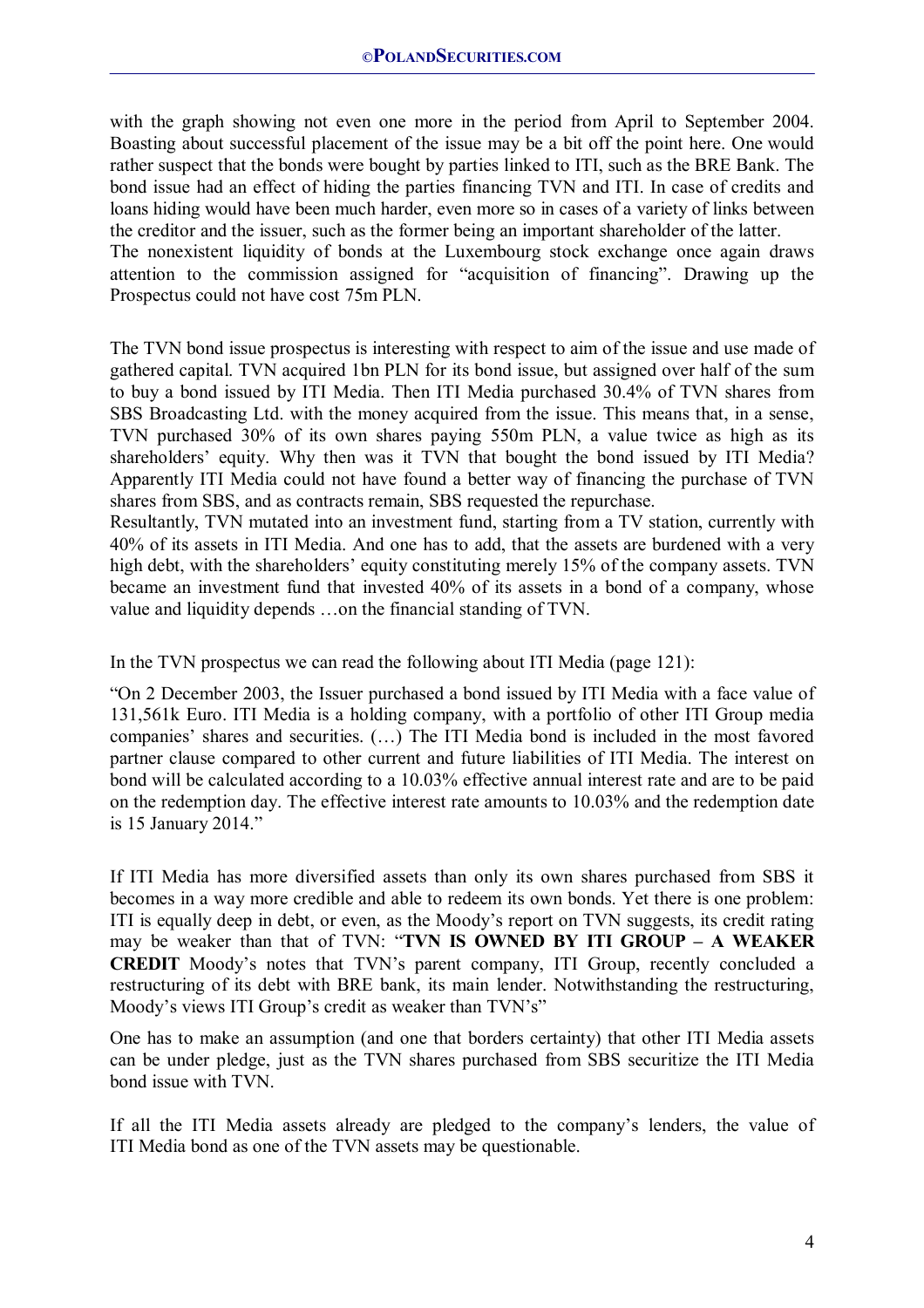with the graph showing not even one more in the period from April to September 2004. Boasting about successful placement of the issue may be a bit off the point here. One would rather suspect that the bonds were bought by parties linked to ITI, such as the BRE Bank. The bond issue had an effect of hiding the parties financing TVN and ITI. In case of credits and loans hiding would have been much harder, even more so in cases of a variety of links between the creditor and the issuer, such as the former being an important shareholder of the latter.
The nonexistent liquidity of bonds at the Luxembourg stock exchange once again draws attention to the commission assigned for "acquisition of financing". Drawing up the Prospectus could not have cost 75m PLN.

The TVN bond issue prospectus is interesting with respect to aim of the issue and use made of gathered capital. TVN acquired 1bn PLN for its bond issue, but assigned over half of the sum to buy a bond issued by ITI Media. Then ITI Media purchased 30.4% of TVN shares from SBS Broadcasting Ltd. with the money acquired from the issue. This means that, in a sense, TVN purchased 30% of its own shares paying 550m PLN, a value twice as high as its shareholders' equity. Why then was it TVN that bought the bond issued by ITI Media? Apparently ITI Media could not have found a better way of financing the purchase of TVN shares from SBS, and as contracts remain, SBS requested the repurchase.
Resultantly, TVN mutated into an investment fund, starting from a TV station, currently with 40% of its assets in ITI Media. And one has to add, that the assets are burdened with a very high debt, with the shareholders' equity constituting merely 15% of the company assets. TVN became an investment fund that invested 40% of its assets in a bond of a company, whose value and liquidity depends …on the financial standing of TVN.

In the TVN prospectus we can read the following about ITI Media (page 121):

"On 2 December 2003, the Issuer purchased a bond issued by ITI Media with a face value of 131,561k Euro. ITI Media is a holding company, with a portfolio of other ITI Group media companies' shares and securities. (…) The ITI Media bond is included in the most favored partner clause compared to other current and future liabilities of ITI Media. The interest on bond will be calculated according to a 10.03% effective annual interest rate and are to be paid on the redemption day. The effective interest rate amounts to 10.03% and the redemption date is 15 January 2014."

If ITI Media has more diversified assets than only its own shares purchased from SBS it becomes in a way more credible and able to redeem its own bonds. Yet there is one problem: ITI is equally deep in debt, or even, as the Moody's report on TVN suggests, its credit rating may be weaker than that of TVN: "**TVN IS OWNED BY ITI GROUP – A WEAKER CREDIT** Moody's notes that TVN's parent company, ITI Group, recently concluded a restructuring of its debt with BRE bank, its main lender. Notwithstanding the restructuring, Moody's views ITI Group's credit as weaker than TVN's"

One has to make an assumption (and one that borders certainty) that other ITI Media assets can be under pledge, just as the TVN shares purchased from SBS securitize the ITI Media bond issue with TVN.

If all the ITI Media assets already are pledged to the company's lenders, the value of ITI Media bond as one of the TVN assets may be questionable.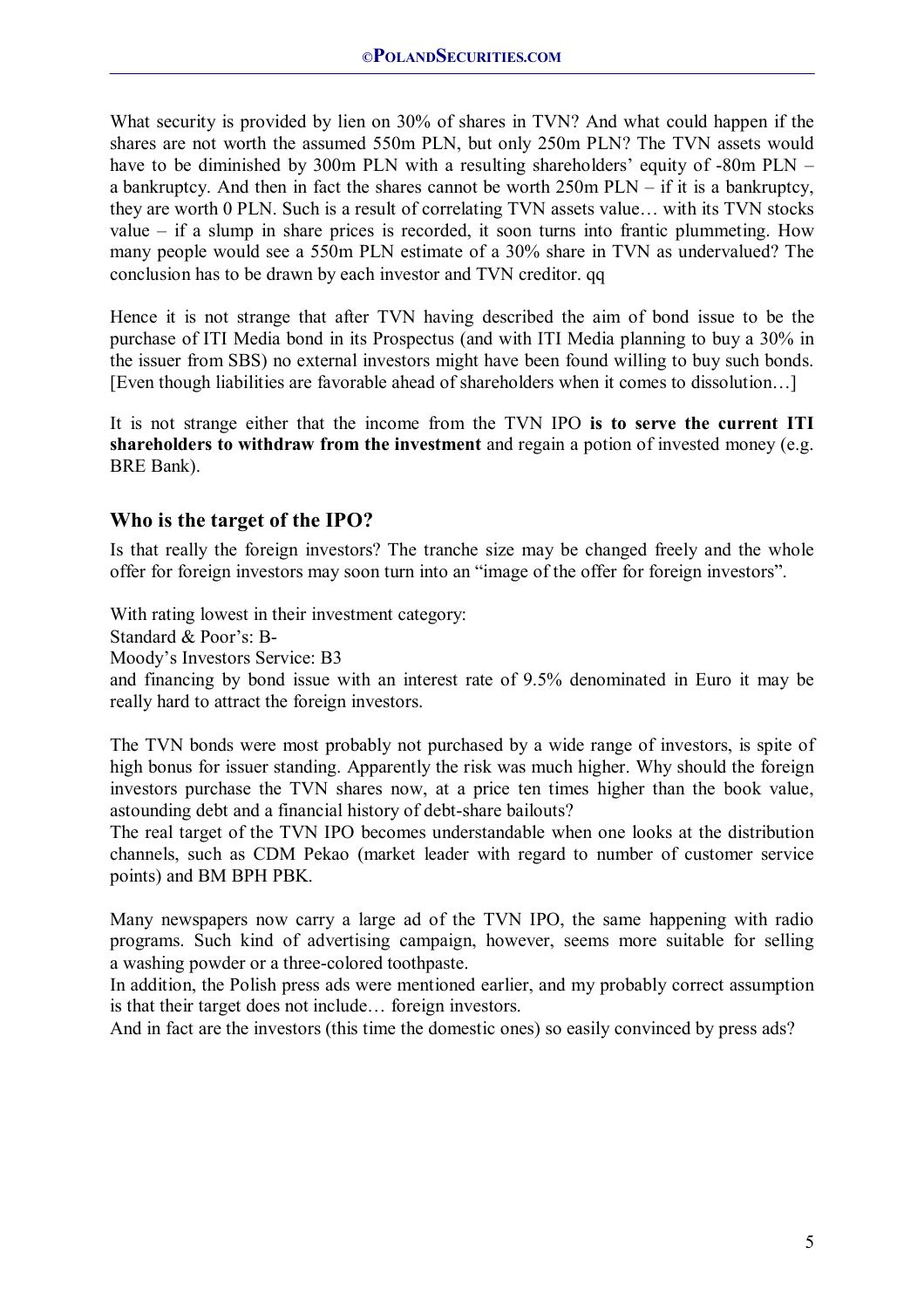What security is provided by lien on 30% of shares in TVN? And what could happen if the shares are not worth the assumed 550m PLN, but only 250m PLN? The TVN assets would have to be diminished by 300m PLN with a resulting shareholders' equity of -80m PLN – a bankruptcy. And then in fact the shares cannot be worth 250m PLN – if it is a bankruptcy, they are worth 0 PLN. Such is a result of correlating TVN assets value… with its TVN stocks value – if a slump in share prices is recorded, it soon turns into frantic plummeting. How many people would see a 550m PLN estimate of a 30% share in TVN as undervalued? The conclusion has to be drawn by each investor and TVN creditor. qq

Hence it is not strange that after TVN having described the aim of bond issue to be the purchase of ITI Media bond in its Prospectus (and with ITI Media planning to buy a 30% in the issuer from SBS) no external investors might have been found willing to buy such bonds. [Even though liabilities are favorable ahead of shareholders when it comes to dissolution…]

It is not strange either that the income from the TVN IPO **is to serve the current ITI shareholders to withdraw from the investment** and regain a potion of invested money (e.g. BRE Bank).

## Who is the target of the IPO?

Is that really the foreign investors? The tranche size may be changed freely and the whole offer for foreign investors may soon turn into an "image of the offer for foreign investors".

With rating lowest in their investment category:
Standard & Poor's: B-
Moody's Investors Service: B3
and financing by bond issue with an interest rate of 9.5% denominated in Euro it may be really hard to attract the foreign investors.

The TVN bonds were most probably not purchased by a wide range of investors, is spite of high bonus for issuer standing. Apparently the risk was much higher. Why should the foreign investors purchase the TVN shares now, at a price ten times higher than the book value, astounding debt and a financial history of debt-share bailouts?
The real target of the TVN IPO becomes understandable when one looks at the distribution channels, such as CDM Pekao (market leader with regard to number of customer service points) and BM BPH PBK.

Many newspapers now carry a large ad of the TVN IPO, the same happening with radio programs. Such kind of advertising campaign, however, seems more suitable for selling a washing powder or a three-colored toothpaste.
In addition, the Polish press ads were mentioned earlier, and my probably correct assumption is that their target does not include… foreign investors.
And in fact are the investors (this time the domestic ones) so easily convinced by press ads?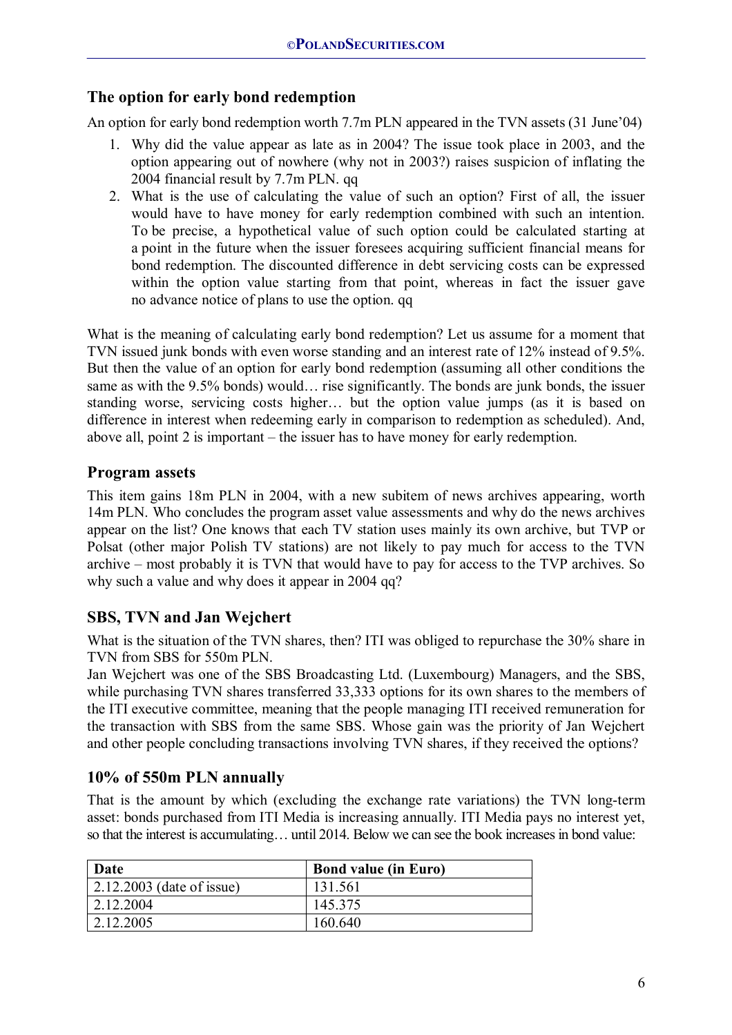## The option for early bond redemption

An option for early bond redemption worth 7.7m PLN appeared in the TVN assets (31 June'04)

1. Why did the value appear as late as in 2004? The issue took place in 2003, and the option appearing out of nowhere (why not in 2003?) raises suspicion of inflating the 2004 financial result by 7.7m PLN. qq
2. What is the use of calculating the value of such an option? First of all, the issuer would have to have money for early redemption combined with such an intention. To be precise, a hypothetical value of such option could be calculated starting at a point in the future when the issuer foresees acquiring sufficient financial means for bond redemption. The discounted difference in debt servicing costs can be expressed within the option value starting from that point, whereas in fact the issuer gave no advance notice of plans to use the option. qq

What is the meaning of calculating early bond redemption? Let us assume for a moment that TVN issued junk bonds with even worse standing and an interest rate of 12% instead of 9.5%. But then the value of an option for early bond redemption (assuming all other conditions the same as with the 9.5% bonds) would… rise significantly. The bonds are junk bonds, the issuer standing worse, servicing costs higher… but the option value jumps (as it is based on difference in interest when redeeming early in comparison to redemption as scheduled). And, above all, point 2 is important – the issuer has to have money for early redemption.

## Program assets

This item gains 18m PLN in 2004, with a new subitem of news archives appearing, worth 14m PLN. Who concludes the program asset value assessments and why do the news archives appear on the list? One knows that each TV station uses mainly its own archive, but TVP or Polsat (other major Polish TV stations) are not likely to pay much for access to the TVN archive – most probably it is TVN that would have to pay for access to the TVP archives. So why such a value and why does it appear in 2004 qq?

## SBS, TVN and Jan Wejchert

What is the situation of the TVN shares, then? ITI was obliged to repurchase the 30% share in TVN from SBS for 550m PLN.

Jan Wejchert was one of the SBS Broadcasting Ltd. (Luxembourg) Managers, and the SBS, while purchasing TVN shares transferred 33,333 options for its own shares to the members of the ITI executive committee, meaning that the people managing ITI received remuneration for the transaction with SBS from the same SBS. Whose gain was the priority of Jan Wejchert and other people concluding transactions involving TVN shares, if they received the options?

## 10% of 550m PLN annually

That is the amount by which (excluding the exchange rate variations) the TVN long-term asset: bonds purchased from ITI Media is increasing annually. ITI Media pays no interest yet, so that the interest is accumulating… until 2014. Below we can see the book increases in bond value:

| Date | Bond value (in Euro) |
|---|---|
| 2.12.2003 (date of issue) | 131.561 |
| 2.12.2004 | 145.375 |
| 2.12.2005 | 160.640 |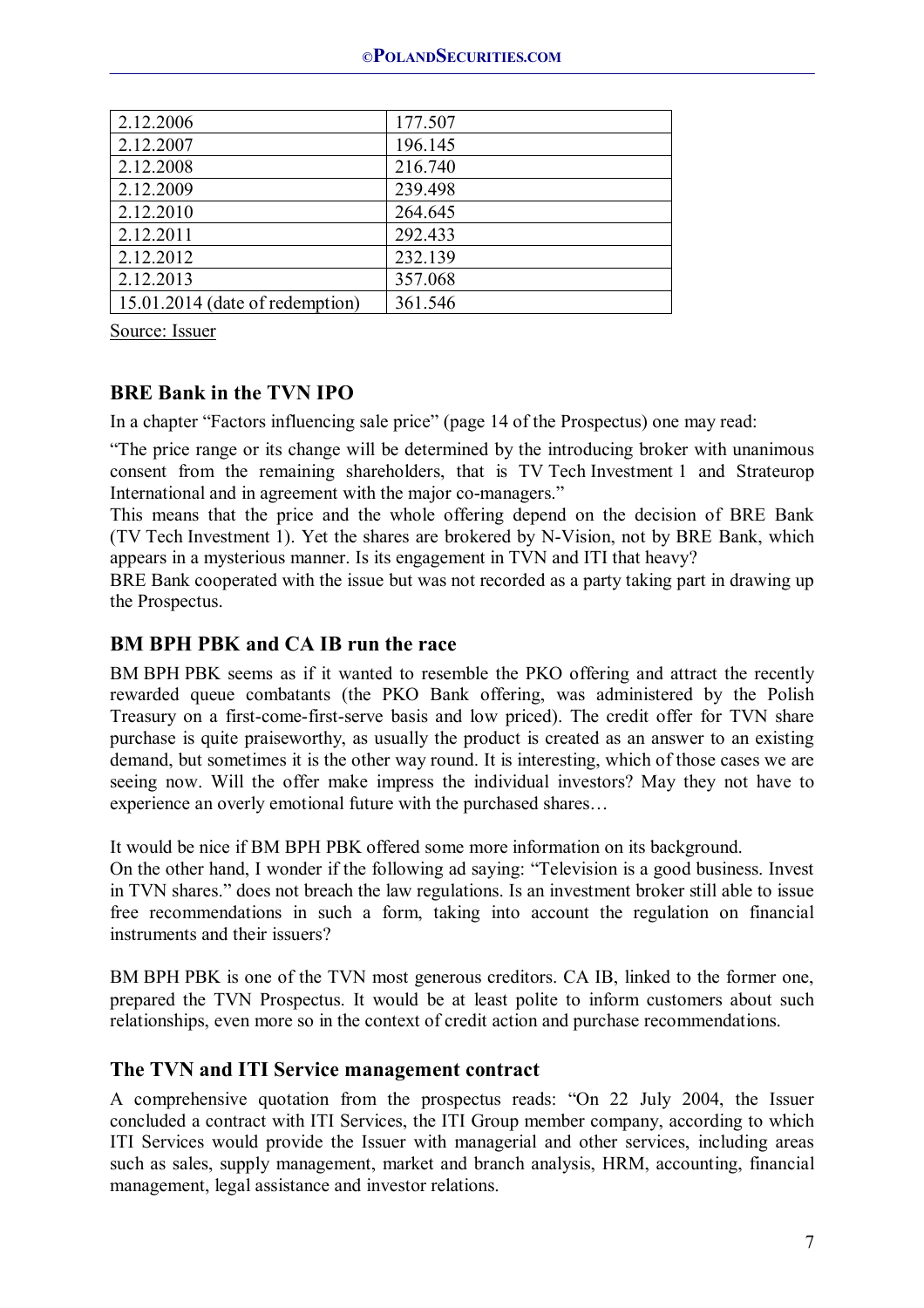| 2.12.2006 | 177.507 |
|---|---|
| 2.12.2007 | 196.145 |
| 2.12.2008 | 216.740 |
| 2.12.2009 | 239.498 |
| 2.12.2010 | 264.645 |
| 2.12.2011 | 292.433 |
| 2.12.2012 | 232.139 |
| 2.12.2013 | 357.068 |
| 15.01.2014 (date of redemption) | 361.546 |

Source: Issuer

## BRE Bank in the TVN IPO

In a chapter "Factors influencing sale price" (page 14 of the Prospectus) one may read:

"The price range or its change will be determined by the introducing broker with unanimous consent from the remaining shareholders, that is TV Tech Investment 1 and Strateurop International and in agreement with the major co-managers."

This means that the price and the whole offering depend on the decision of BRE Bank (TV Tech Investment 1). Yet the shares are brokered by N-Vision, not by BRE Bank, which appears in a mysterious manner. Is its engagement in TVN and ITI that heavy?

BRE Bank cooperated with the issue but was not recorded as a party taking part in drawing up the Prospectus.

## BM BPH PBK and CA IB run the race

BM BPH PBK seems as if it wanted to resemble the PKO offering and attract the recently rewarded queue combatants (the PKO Bank offering, was administered by the Polish Treasury on a first-come-first-serve basis and low priced). The credit offer for TVN share purchase is quite praiseworthy, as usually the product is created as an answer to an existing demand, but sometimes it is the other way round. It is interesting, which of those cases we are seeing now. Will the offer make impress the individual investors? May they not have to experience an overly emotional future with the purchased shares…

It would be nice if BM BPH PBK offered some more information on its background.

On the other hand, I wonder if the following ad saying: "Television is a good business. Invest in TVN shares." does not breach the law regulations. Is an investment broker still able to issue free recommendations in such a form, taking into account the regulation on financial instruments and their issuers?

BM BPH PBK is one of the TVN most generous creditors. CA IB, linked to the former one, prepared the TVN Prospectus. It would be at least polite to inform customers about such relationships, even more so in the context of credit action and purchase recommendations.

## The TVN and ITI Service management contract

A comprehensive quotation from the prospectus reads: "On 22 July 2004, the Issuer concluded a contract with ITI Services, the ITI Group member company, according to which ITI Services would provide the Issuer with managerial and other services, including areas such as sales, supply management, market and branch analysis, HRM, accounting, financial management, legal assistance and investor relations.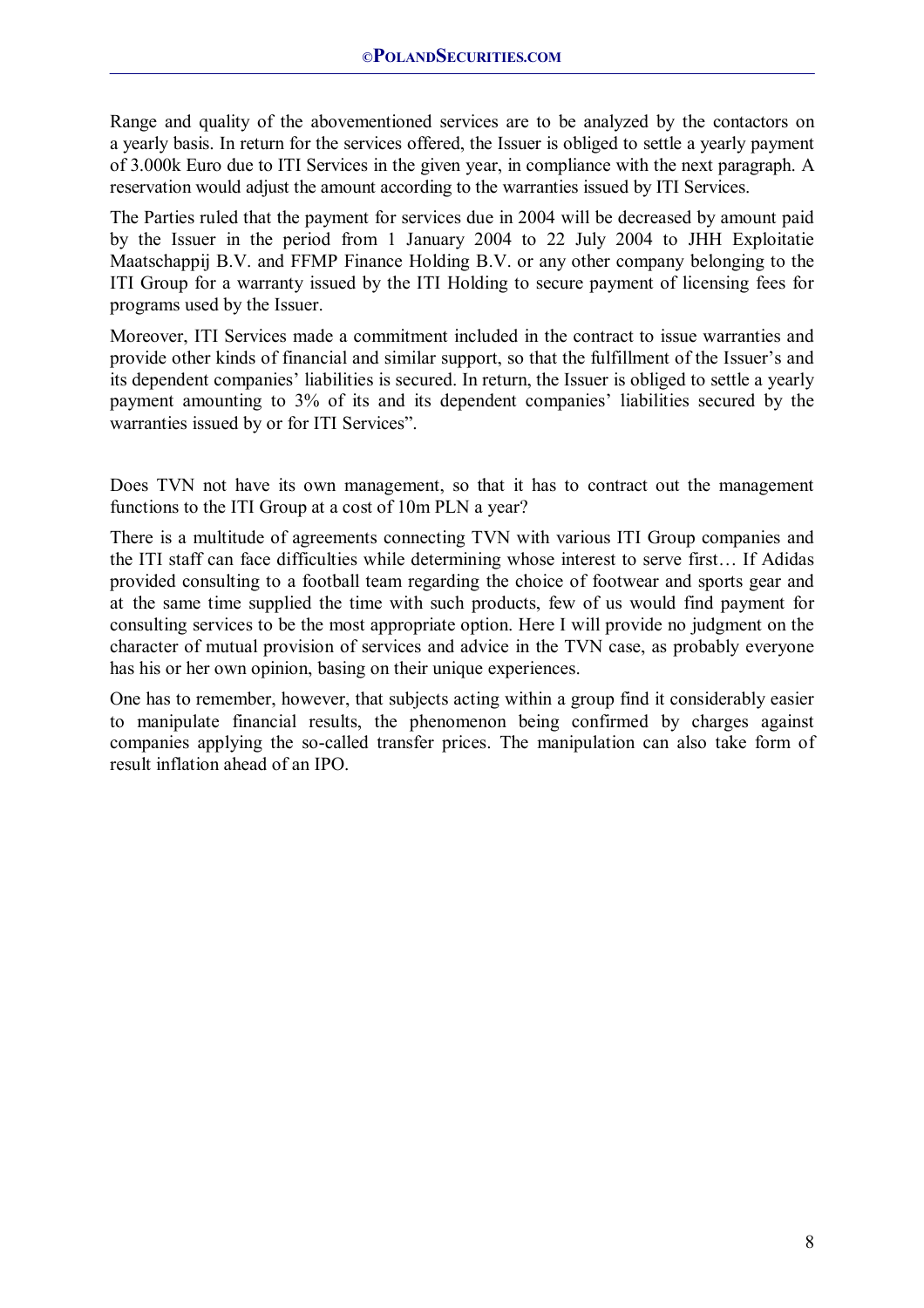Range and quality of the abovementioned services are to be analyzed by the contactors on a yearly basis. In return for the services offered, the Issuer is obliged to settle a yearly payment of 3.000k Euro due to ITI Services in the given year, in compliance with the next paragraph. A reservation would adjust the amount according to the warranties issued by ITI Services.

The Parties ruled that the payment for services due in 2004 will be decreased by amount paid by the Issuer in the period from 1 January 2004 to 22 July 2004 to JHH Exploitatie Maatschappij B.V. and FFMP Finance Holding B.V. or any other company belonging to the ITI Group for a warranty issued by the ITI Holding to secure payment of licensing fees for programs used by the Issuer.

Moreover, ITI Services made a commitment included in the contract to issue warranties and provide other kinds of financial and similar support, so that the fulfillment of the Issuer's and its dependent companies' liabilities is secured. In return, the Issuer is obliged to settle a yearly payment amounting to 3% of its and its dependent companies' liabilities secured by the warranties issued by or for ITI Services".

Does TVN not have its own management, so that it has to contract out the management functions to the ITI Group at a cost of 10m PLN a year?

There is a multitude of agreements connecting TVN with various ITI Group companies and the ITI staff can face difficulties while determining whose interest to serve first… If Adidas provided consulting to a football team regarding the choice of footwear and sports gear and at the same time supplied the time with such products, few of us would find payment for consulting services to be the most appropriate option. Here I will provide no judgment on the character of mutual provision of services and advice in the TVN case, as probably everyone has his or her own opinion, basing on their unique experiences.

One has to remember, however, that subjects acting within a group find it considerably easier to manipulate financial results, the phenomenon being confirmed by charges against companies applying the so-called transfer prices. The manipulation can also take form of result inflation ahead of an IPO.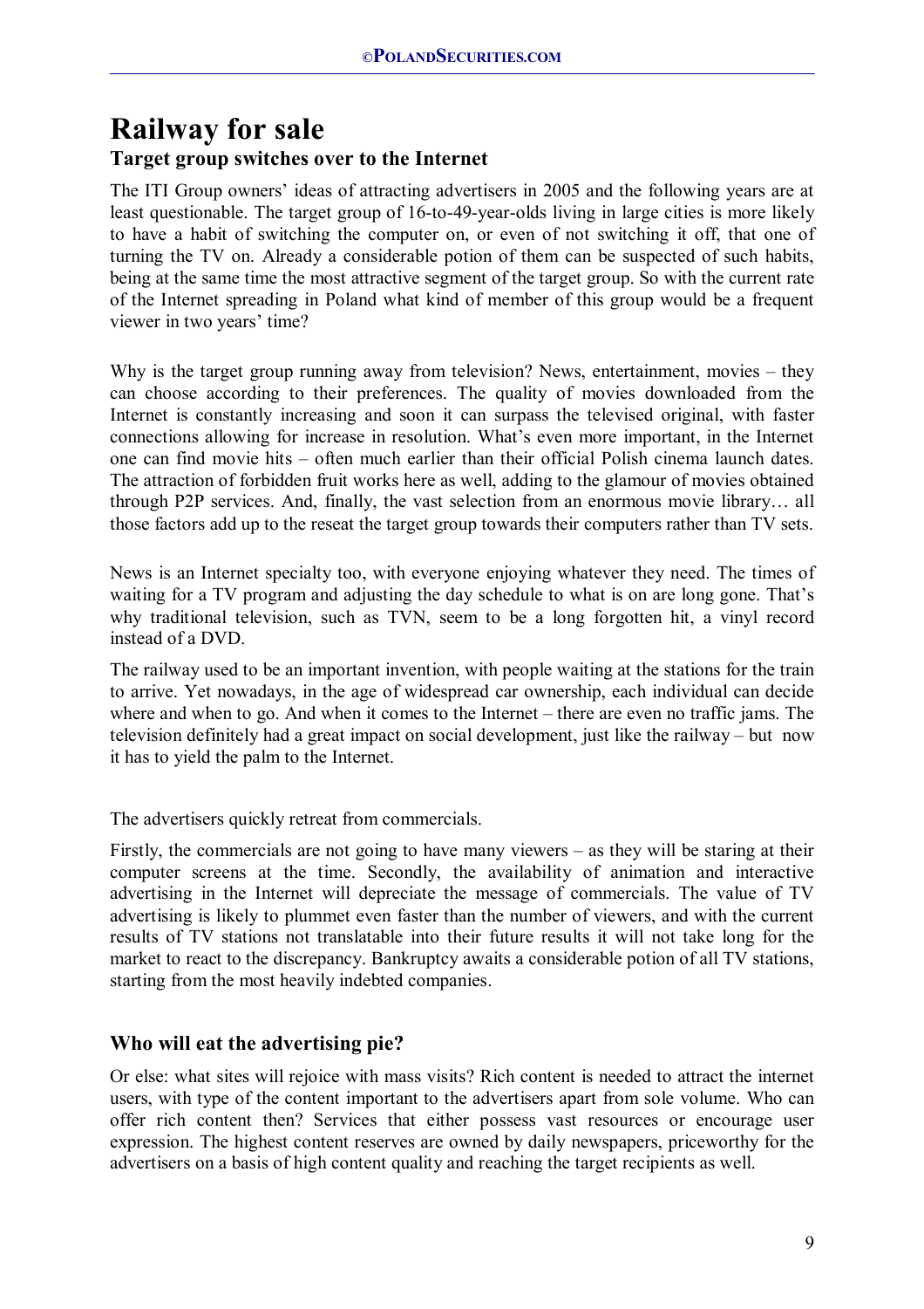# Railway for sale

## Target group switches over to the Internet

The ITI Group owners' ideas of attracting advertisers in 2005 and the following years are at least questionable. The target group of 16-to-49-year-olds living in large cities is more likely to have a habit of switching the computer on, or even of not switching it off, that one of turning the TV on. Already a considerable potion of them can be suspected of such habits, being at the same time the most attractive segment of the target group. So with the current rate of the Internet spreading in Poland what kind of member of this group would be a frequent viewer in two years' time?

Why is the target group running away from television? News, entertainment, movies – they can choose according to their preferences. The quality of movies downloaded from the Internet is constantly increasing and soon it can surpass the televised original, with faster connections allowing for increase in resolution. What's even more important, in the Internet one can find movie hits – often much earlier than their official Polish cinema launch dates. The attraction of forbidden fruit works here as well, adding to the glamour of movies obtained through P2P services. And, finally, the vast selection from an enormous movie library… all those factors add up to the reseat the target group towards their computers rather than TV sets.

News is an Internet specialty too, with everyone enjoying whatever they need. The times of waiting for a TV program and adjusting the day schedule to what is on are long gone. That's why traditional television, such as TVN, seem to be a long forgotten hit, a vinyl record instead of a DVD.

The railway used to be an important invention, with people waiting at the stations for the train to arrive. Yet nowadays, in the age of widespread car ownership, each individual can decide where and when to go. And when it comes to the Internet – there are even no traffic jams. The television definitely had a great impact on social development, just like the railway – but now it has to yield the palm to the Internet.

The advertisers quickly retreat from commercials.

Firstly, the commercials are not going to have many viewers – as they will be staring at their computer screens at the time. Secondly, the availability of animation and interactive advertising in the Internet will depreciate the message of commercials. The value of TV advertising is likely to plummet even faster than the number of viewers, and with the current results of TV stations not translatable into their future results it will not take long for the market to react to the discrepancy. Bankruptcy awaits a considerable potion of all TV stations, starting from the most heavily indebted companies.

## Who will eat the advertising pie?

Or else: what sites will rejoice with mass visits? Rich content is needed to attract the internet users, with type of the content important to the advertisers apart from sole volume. Who can offer rich content then? Services that either possess vast resources or encourage user expression. The highest content reserves are owned by daily newspapers, priceworthy for the advertisers on a basis of high content quality and reaching the target recipients as well.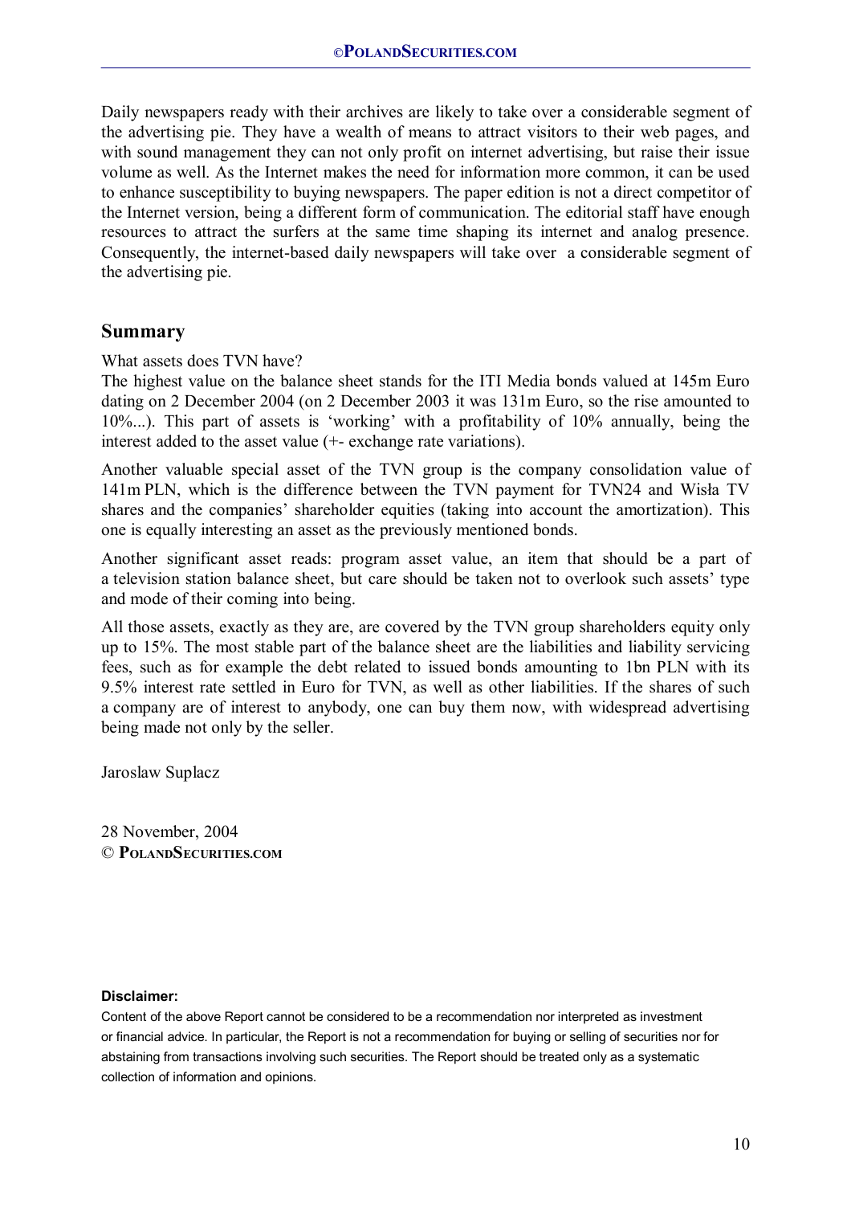Daily newspapers ready with their archives are likely to take over a considerable segment of the advertising pie. They have a wealth of means to attract visitors to their web pages, and with sound management they can not only profit on internet advertising, but raise their issue volume as well. As the Internet makes the need for information more common, it can be used to enhance susceptibility to buying newspapers. The paper edition is not a direct competitor of the Internet version, being a different form of communication. The editorial staff have enough resources to attract the surfers at the same time shaping its internet and analog presence. Consequently, the internet-based daily newspapers will take over a considerable segment of the advertising pie.

## Summary

What assets does TVN have?

The highest value on the balance sheet stands for the ITI Media bonds valued at 145m Euro dating on 2 December 2004 (on 2 December 2003 it was 131m Euro, so the rise amounted to 10%...). This part of assets is 'working' with a profitability of 10% annually, being the interest added to the asset value (+- exchange rate variations).

Another valuable special asset of the TVN group is the company consolidation value of 141m PLN, which is the difference between the TVN payment for TVN24 and Wisła TV shares and the companies' shareholder equities (taking into account the amortization). This one is equally interesting an asset as the previously mentioned bonds.

Another significant asset reads: program asset value, an item that should be a part of a television station balance sheet, but care should be taken not to overlook such assets' type and mode of their coming into being.

All those assets, exactly as they are, are covered by the TVN group shareholders equity only up to 15%. The most stable part of the balance sheet are the liabilities and liability servicing fees, such as for example the debt related to issued bonds amounting to 1bn PLN with its 9.5% interest rate settled in Euro for TVN, as well as other liabilities. If the shares of such a company are of interest to anybody, one can buy them now, with widespread advertising being made not only by the seller.

Jaroslaw Suplacz

28 November, 2004
© **PolandSecurities.com**

**Disclaimer:**

Content of the above Report cannot be considered to be a recommendation nor interpreted as investment or financial advice. In particular, the Report is not a recommendation for buying or selling of securities nor for abstaining from transactions involving such securities. The Report should be treated only as a systematic collection of information and opinions.